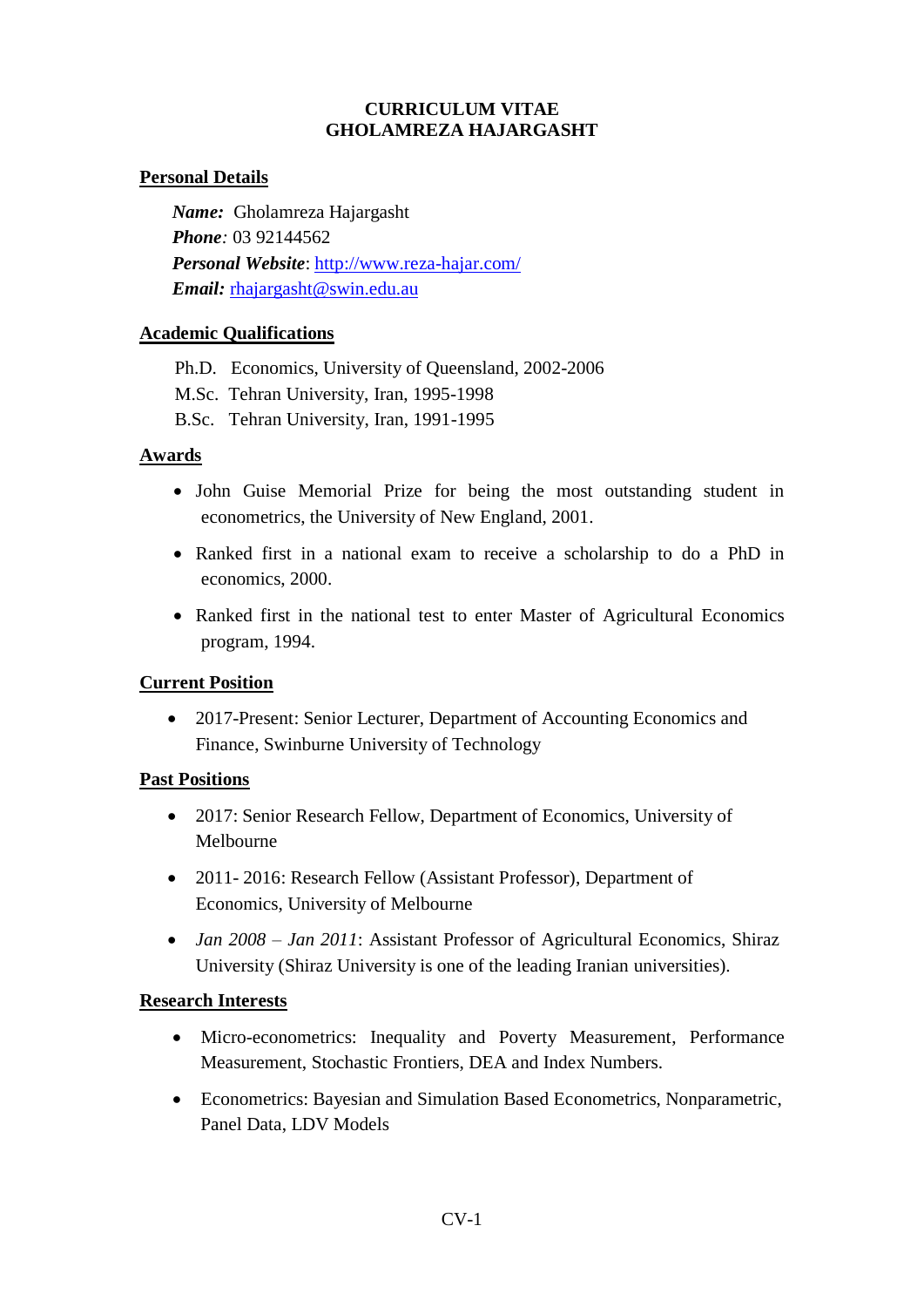# CURRICULUM VITAE
# GHOLAMREZA HAJARGASHT

## Personal Details

***Name:*** Gholamreza Hajargasht
***Phone***: 03 92144562
***Personal Website***: [http://www.reza-hajar.com/](http://www.reza-hajar.com/)
***Email:*** [rhajargasht@swin.edu.au](mailto:rhajargasht@swin.edu.au)

## Academic Qualifications

Ph.D. Economics, University of Queensland, 2002-2006
M.Sc. Tehran University, Iran, 1995-1998
B.Sc. Tehran University, Iran, 1991-1995

## Awards

- John Guise Memorial Prize for being the most outstanding student in econometrics, the University of New England, 2001.
- Ranked first in a national exam to receive a scholarship to do a PhD in economics, 2000.
- Ranked first in the national test to enter Master of Agricultural Economics program, 1994.

## Current Position

- 2017-Present: Senior Lecturer, Department of Accounting Economics and Finance, Swinburne University of Technology

## Past Positions

- 2017: Senior Research Fellow, Department of Economics, University of Melbourne
- 2011- 2016: Research Fellow (Assistant Professor), Department of Economics, University of Melbourne
- *Jan 2008 – Jan 2011*: Assistant Professor of Agricultural Economics, Shiraz University (Shiraz University is one of the leading Iranian universities).

## Research Interests

- Micro-econometrics: Inequality and Poverty Measurement, Performance Measurement, Stochastic Frontiers, DEA and Index Numbers.
- Econometrics: Bayesian and Simulation Based Econometrics, Nonparametric, Panel Data, LDV Models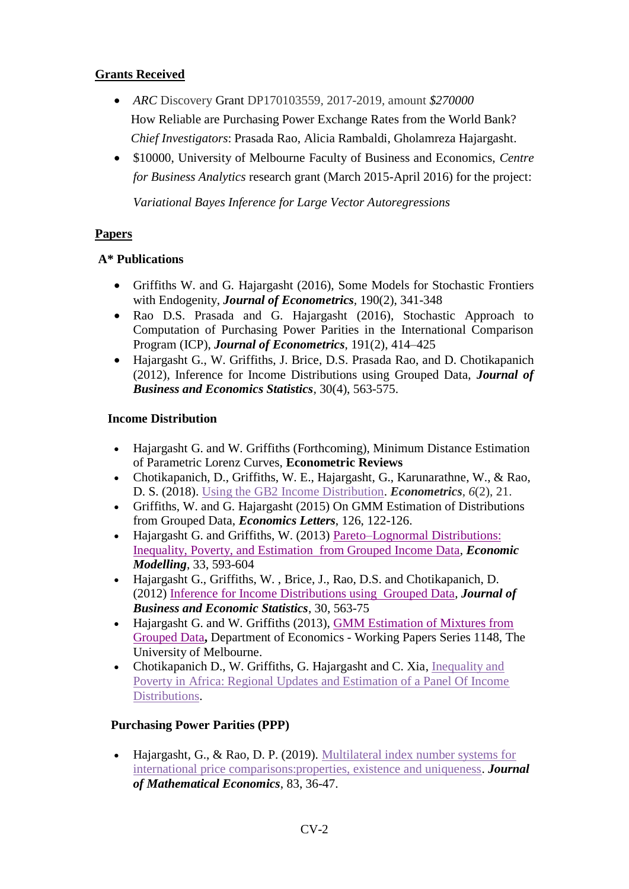## Grants Received

- *ARC* Discovery Grant DP170103559, 2017-2019, amount *$270000*
  How Reliable are Purchasing Power Exchange Rates from the World Bank?
  *Chief Investigators*: Prasada Rao, Alicia Rambaldi, Gholamreza Hajargasht.
- $10000, University of Melbourne Faculty of Business and Economics, *Centre for Business Analytics* research grant (March 2015-April 2016) for the project:

  *Variational Bayes Inference for Large Vector Autoregressions*

## Papers

### A* Publications

- Griffiths W. and G. Hajargasht (2016), Some Models for Stochastic Frontiers with Endogenity, ***Journal of Econometrics***, 190(2), 341-348
- Rao D.S. Prasada and G. Hajargasht (2016), Stochastic Approach to Computation of Purchasing Power Parities in the International Comparison Program (ICP), ***Journal of Econometrics***, 191(2), 414–425
- Hajargasht G., W. Griffiths, J. Brice, D.S. Prasada Rao, and D. Chotikapanich (2012), Inference for Income Distributions using Grouped Data, ***Journal of Business and Economics Statistics***, 30(4), 563-575.

### Income Distribution

- Hajargasht G. and W. Griffiths (Forthcoming), Minimum Distance Estimation of Parametric Lorenz Curves, **Econometric Reviews**
- Chotikapanich, D., Griffiths, W. E., Hajargasht, G., Karunarathne, W., & Rao, D. S. (2018). Using the GB2 Income Distribution. ***Econometrics***, *6*(2), 21.
- Griffiths, W. and G. Hajargasht (2015) On GMM Estimation of Distributions from Grouped Data, ***Economics Letters***, 126, 122-126.
- Hajargasht G. and Griffiths, W. (2013) Pareto–Lognormal Distributions: Inequality, Poverty, and Estimation from Grouped Income Data, ***Economic Modelling***, 33, 593-604
- Hajargasht G., Griffiths, W. , Brice, J., Rao, D.S. and Chotikapanich, D. (2012) Inference for Income Distributions using Grouped Data, ***Journal of Business and Economic Statistics***, 30, 563-75
- Hajargasht G. and W. Griffiths (2013), GMM Estimation of Mixtures from Grouped Data**,** Department of Economics - Working Papers Series 1148, The University of Melbourne.
- Chotikapanich D., W. Griffiths, G. Hajargasht and C. Xia, Inequality and Poverty in Africa: Regional Updates and Estimation of a Panel Of Income Distributions.

### Purchasing Power Parities (PPP)

- Hajargasht, G., & Rao, D. P. (2019). Multilateral index number systems for international price comparisons:properties, existence and uniqueness. ***Journal of Mathematical Economics***, 83, 36-47.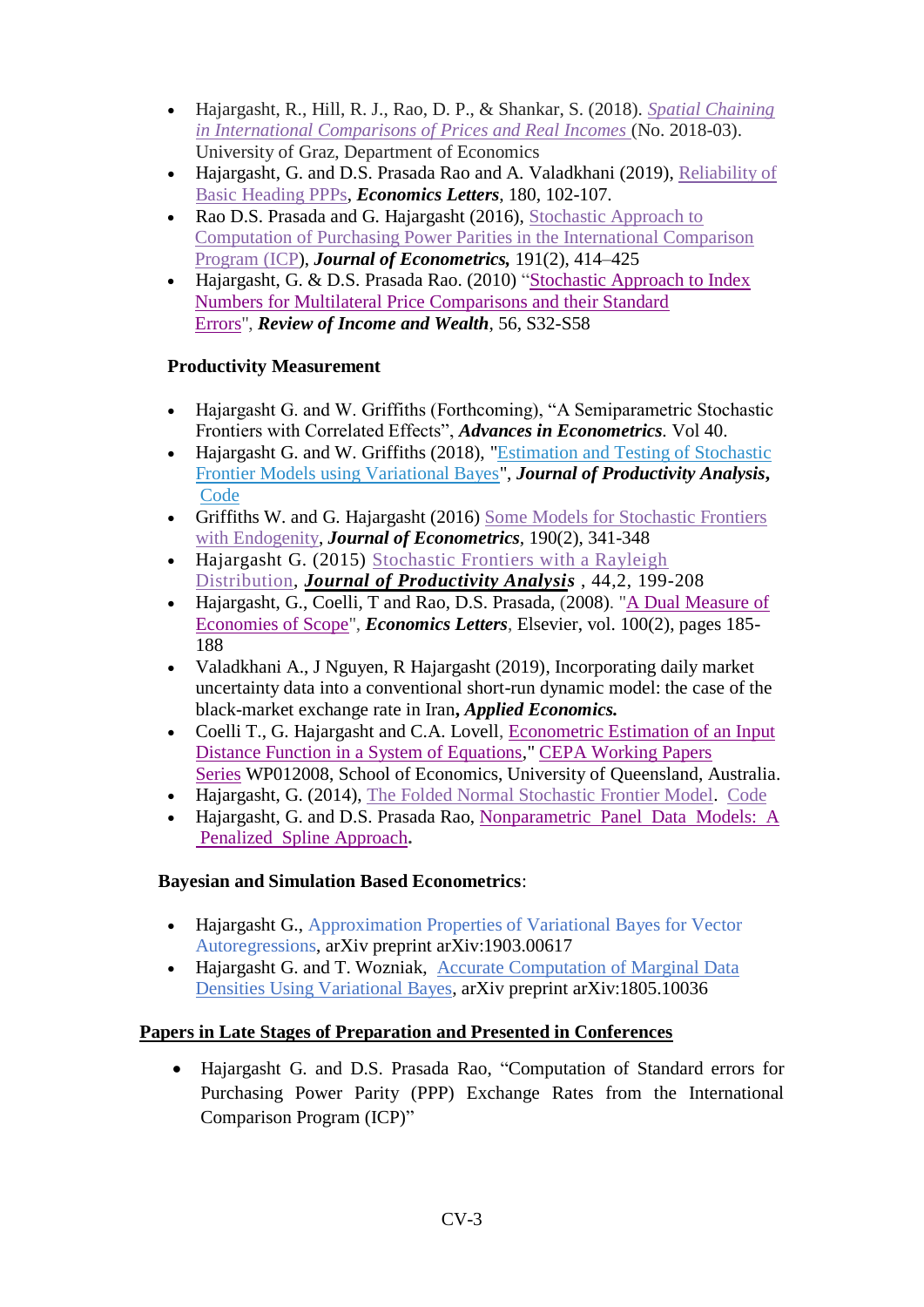- Hajargasht, R., Hill, R. J., Rao, D. P., & Shankar, S. (2018). *Spatial Chaining in International Comparisons of Prices and Real Incomes* (No. 2018-03). University of Graz, Department of Economics
- Hajargasht, G. and D.S. Prasada Rao and A. Valadkhani (2019), Reliability of Basic Heading PPPs, ***Economics Letters***, 180, 102-107.
- Rao D.S. Prasada and G. Hajargasht (2016), Stochastic Approach to Computation of Purchasing Power Parities in the International Comparison Program (ICP), ***Journal of Econometrics,*** 191(2), 414–425
- Hajargasht, G. & D.S. Prasada Rao. (2010) "Stochastic Approach to Index Numbers for Multilateral Price Comparisons and their Standard Errors", ***Review of Income and Wealth***, 56, S32-S58

**Productivity Measurement**

- Hajargasht G. and W. Griffiths (Forthcoming), "A Semiparametric Stochastic Frontiers with Correlated Effects", ***Advances in Econometrics***. Vol 40.
- Hajargasht G. and W. Griffiths (2018), "Estimation and Testing of Stochastic Frontier Models using Variational Bayes", ***Journal of Productivity Analysis,*** Code
- Griffiths W. and G. Hajargasht (2016) Some Models for Stochastic Frontiers with Endogenity, ***Journal of Econometrics***, 190(2), 341-348
- Hajargasht G. (2015) Stochastic Frontiers with a Rayleigh Distribution, ***Journal of Productivity Analysis*** , 44,2, 199-208
- Hajargasht, G., Coelli, T and Rao, D.S. Prasada, (2008). "A Dual Measure of Economies of Scope", ***Economics Letters***, Elsevier, vol. 100(2), pages 185-188
- Valadkhani A., J Nguyen, R Hajargasht (2019), Incorporating daily market uncertainty data into a conventional short-run dynamic model: the case of the black-market exchange rate in Iran**,** ***Applied Economics.***
- Coelli T., G. Hajargasht and C.A. Lovell, Econometric Estimation of an Input Distance Function in a System of Equations," CEPA Working Papers Series WP012008, School of Economics, University of Queensland, Australia.
- Hajargasht, G. (2014), The Folded Normal Stochastic Frontier Model. Code
- Hajargasht, G. and D.S. Prasada Rao, Nonparametric Panel Data Models: A Penalized Spline Approach**.**

**Bayesian and Simulation Based Econometrics**:

- Hajargasht G., Approximation Properties of Variational Bayes for Vector Autoregressions, arXiv preprint arXiv:1903.00617
- Hajargasht G. and T. Wozniak, Accurate Computation of Marginal Data Densities Using Variational Bayes, arXiv preprint arXiv:1805.10036

**Papers in Late Stages of Preparation and Presented in Conferences**

- Hajargasht G. and D.S. Prasada Rao, "Computation of Standard errors for Purchasing Power Parity (PPP) Exchange Rates from the International Comparison Program (ICP)"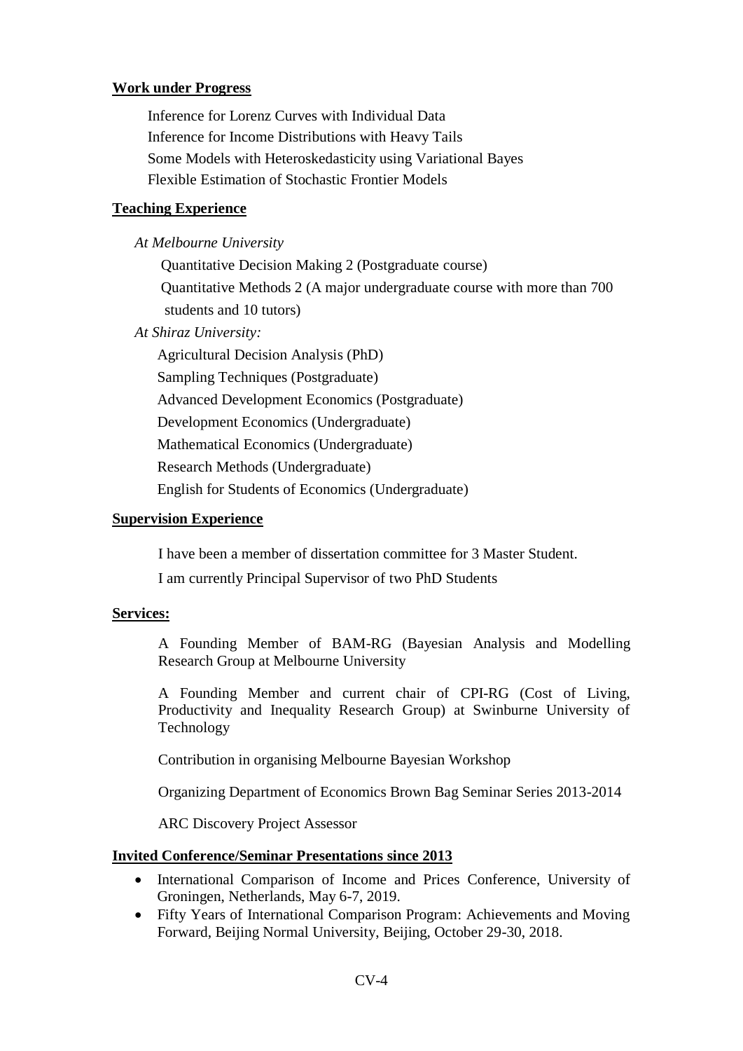## Work under Progress

Inference for Lorenz Curves with Individual Data
Inference for Income Distributions with Heavy Tails
Some Models with Heteroskedasticity using Variational Bayes
Flexible Estimation of Stochastic Frontier Models

## Teaching Experience

*At Melbourne University*

Quantitative Decision Making 2 (Postgraduate course)
Quantitative Methods 2 (A major undergraduate course with more than 700 students and 10 tutors)

*At Shiraz University:*

Agricultural Decision Analysis (PhD)
Sampling Techniques (Postgraduate)
Advanced Development Economics (Postgraduate)
Development Economics (Undergraduate)
Mathematical Economics (Undergraduate)
Research Methods (Undergraduate)
English for Students of Economics (Undergraduate)

## Supervision Experience

I have been a member of dissertation committee for 3 Master Student.

I am currently Principal Supervisor of two PhD Students

## Services:

A Founding Member of BAM-RG (Bayesian Analysis and Modelling Research Group at Melbourne University

A Founding Member and current chair of CPI-RG (Cost of Living, Productivity and Inequality Research Group) at Swinburne University of Technology

Contribution in organising Melbourne Bayesian Workshop

Organizing Department of Economics Brown Bag Seminar Series 2013-2014

ARC Discovery Project Assessor

## Invited Conference/Seminar Presentations since 2013

- International Comparison of Income and Prices Conference, University of Groningen, Netherlands, May 6-7, 2019.
- Fifty Years of International Comparison Program: Achievements and Moving Forward, Beijing Normal University, Beijing, October 29-30, 2018.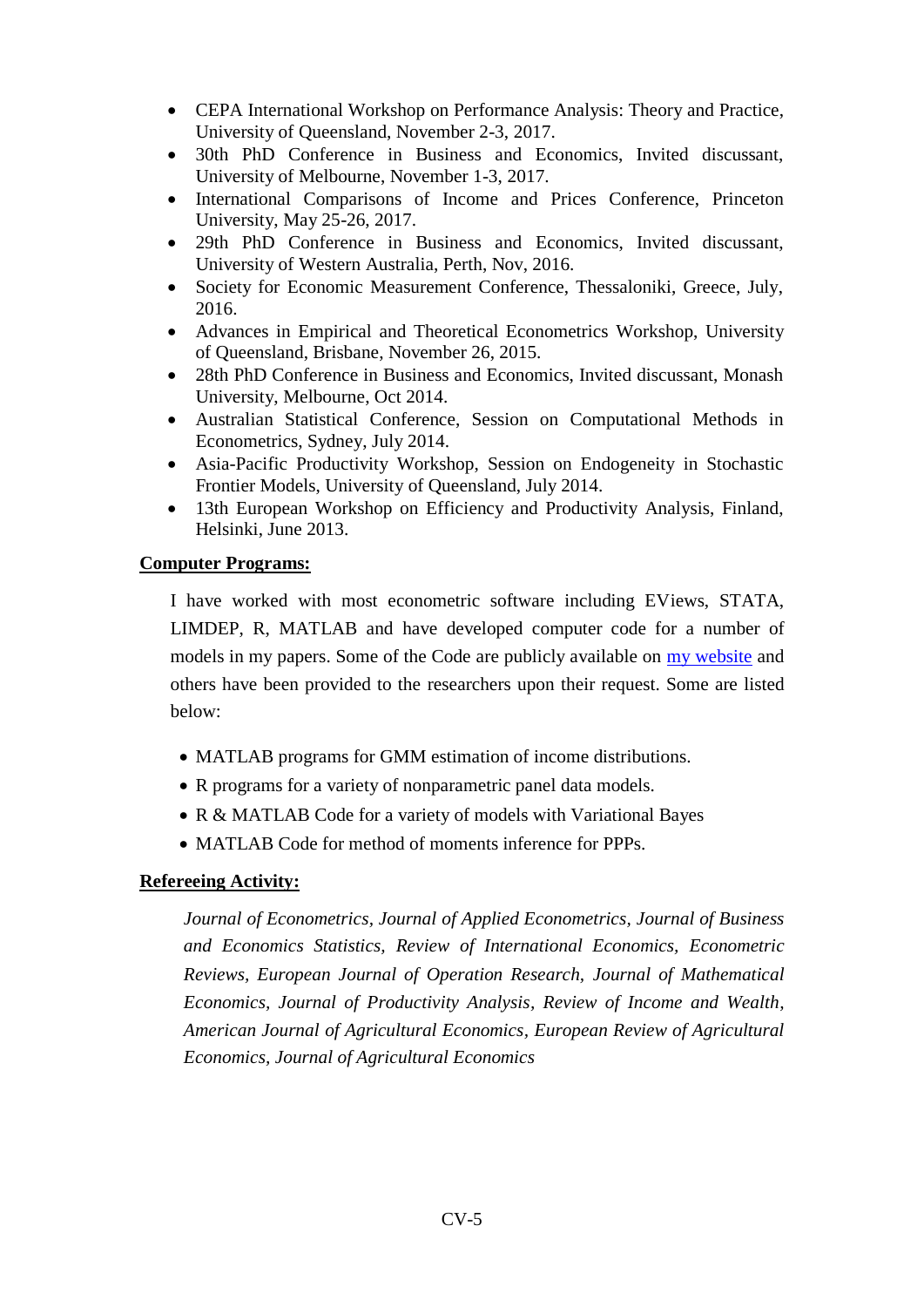- CEPA International Workshop on Performance Analysis: Theory and Practice, University of Queensland, November 2-3, 2017.
- 30th PhD Conference in Business and Economics, Invited discussant, University of Melbourne, November 1-3, 2017.
- International Comparisons of Income and Prices Conference, Princeton University, May 25-26, 2017.
- 29th PhD Conference in Business and Economics, Invited discussant, University of Western Australia, Perth, Nov, 2016.
- Society for Economic Measurement Conference, Thessaloniki, Greece, July, 2016.
- Advances in Empirical and Theoretical Econometrics Workshop, University of Queensland, Brisbane, November 26, 2015.
- 28th PhD Conference in Business and Economics, Invited discussant, Monash University, Melbourne, Oct 2014.
- Australian Statistical Conference, Session on Computational Methods in Econometrics, Sydney, July 2014.
- Asia-Pacific Productivity Workshop, Session on Endogeneity in Stochastic Frontier Models, University of Queensland, July 2014.
- 13th European Workshop on Efficiency and Productivity Analysis, Finland, Helsinki, June 2013.

**Computer Programs:**

I have worked with most econometric software including EViews, STATA, LIMDEP, R, MATLAB and have developed computer code for a number of models in my papers. Some of the Code are publicly available on [my website]() and others have been provided to the researchers upon their request. Some are listed below:

- MATLAB programs for GMM estimation of income distributions.
- R programs for a variety of nonparametric panel data models.
- R & MATLAB Code for a variety of models with Variational Bayes
- MATLAB Code for method of moments inference for PPPs.

**Refereeing Activity:**

*Journal of Econometrics, Journal of Applied Econometrics, Journal of Business and Economics Statistics, Review of International Economics, Econometric Reviews, European Journal of Operation Research, Journal of Mathematical Economics, Journal of Productivity Analysis, Review of Income and Wealth, American Journal of Agricultural Economics, European Review of Agricultural Economics, Journal of Agricultural Economics*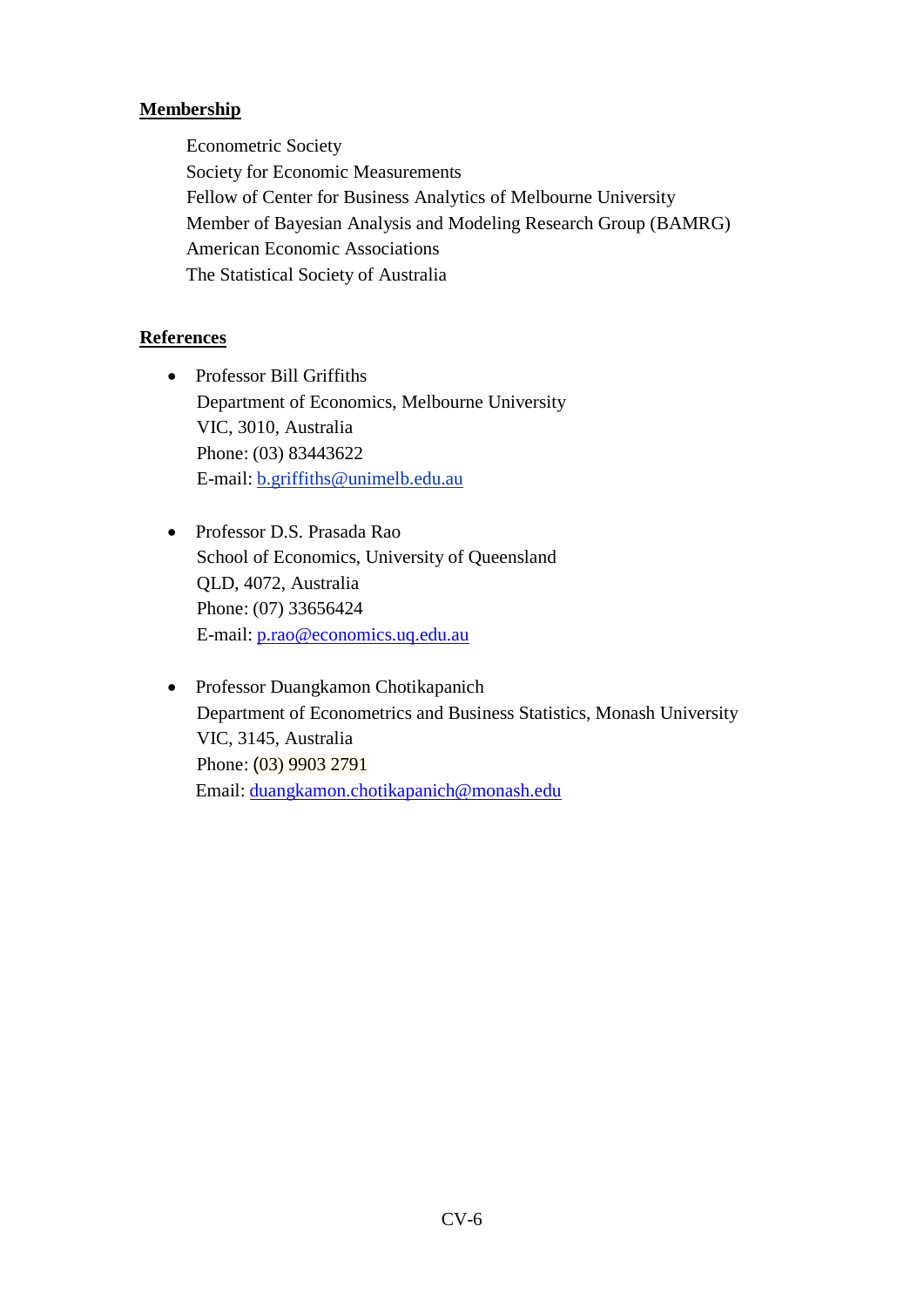## Membership

Econometric Society
Society for Economic Measurements
Fellow of Center for Business Analytics of Melbourne University
Member of Bayesian Analysis and Modeling Research Group (BAMRG)
American Economic Associations
The Statistical Society of Australia

## References

- Professor Bill Griffiths
  Department of Economics, Melbourne University
  VIC, 3010, Australia
  Phone: (03) 83443622
  E-mail: b.griffiths@unimelb.edu.au

- Professor D.S. Prasada Rao
  School of Economics, University of Queensland
  QLD, 4072, Australia
  Phone: (07) 33656424
  E-mail: p.rao@economics.uq.edu.au

- Professor Duangkamon Chotikapanich
  Department of Econometrics and Business Statistics, Monash University
  VIC, 3145, Australia
  Phone: (03) 9903 2791
  Email: duangkamon.chotikapanich@monash.edu